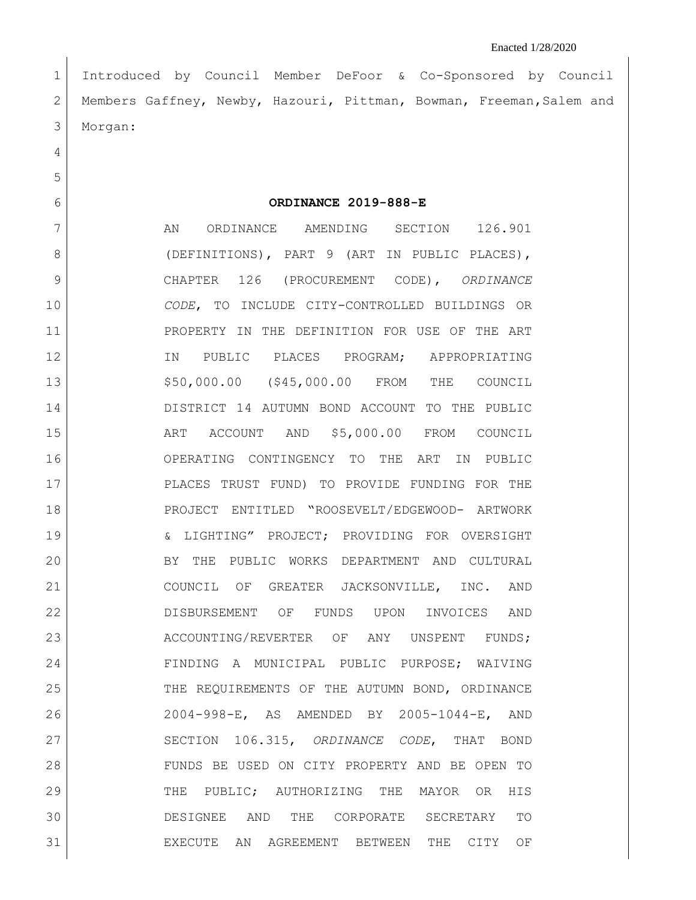Enacted 1/28/2020

Introduced by Council Member DeFoor & Co-Sponsored by Council Members Gaffney, Newby, Hazouri, Pittman, Bowman, Freeman,Salem and Morgan:

**ORDINANCE 2019-888-E**

AN ORDINANCE AMENDING SECTION 126.901 (DEFINITIONS), PART 9 (ART IN PUBLIC PLACES), CHAPTER 126 (PROCUREMENT CODE), *ORDINANCE CODE*, TO INCLUDE CITY-CONTROLLED BUILDINGS OR PROPERTY IN THE DEFINITION FOR USE OF THE ART IN PUBLIC PLACES PROGRAM; APPROPRIATING $50,000.00 ($45,000.00 FROM THE COUNCIL DISTRICT 14 AUTUMN BOND ACCOUNT TO THE PUBLIC ART ACCOUNT AND $5,000.00 FROM COUNCIL OPERATING CONTINGENCY TO THE ART IN PUBLIC PLACES TRUST FUND) TO PROVIDE FUNDING FOR THE PROJECT ENTITLED "ROOSEVELT/EDGEWOOD- ARTWORK & LIGHTING" PROJECT; PROVIDING FOR OVERSIGHT BY THE PUBLIC WORKS DEPARTMENT AND CULTURAL COUNCIL OF GREATER JACKSONVILLE, INC. AND DISBURSEMENT OF FUNDS UPON INVOICES AND ACCOUNTING/REVERTER OF ANY UNSPENT FUNDS; FINDING A MUNICIPAL PUBLIC PURPOSE; WAIVING THE REQUIREMENTS OF THE AUTUMN BOND, ORDINANCE 2004-998-E, AS AMENDED BY 2005-1044-E, AND SECTION 106.315, *ORDINANCE CODE*, THAT BOND FUNDS BE USED ON CITY PROPERTY AND BE OPEN TO THE PUBLIC; AUTHORIZING THE MAYOR OR HIS DESIGNEE AND THE CORPORATE SECRETARY TO EXECUTE AN AGREEMENT BETWEEN THE CITY OF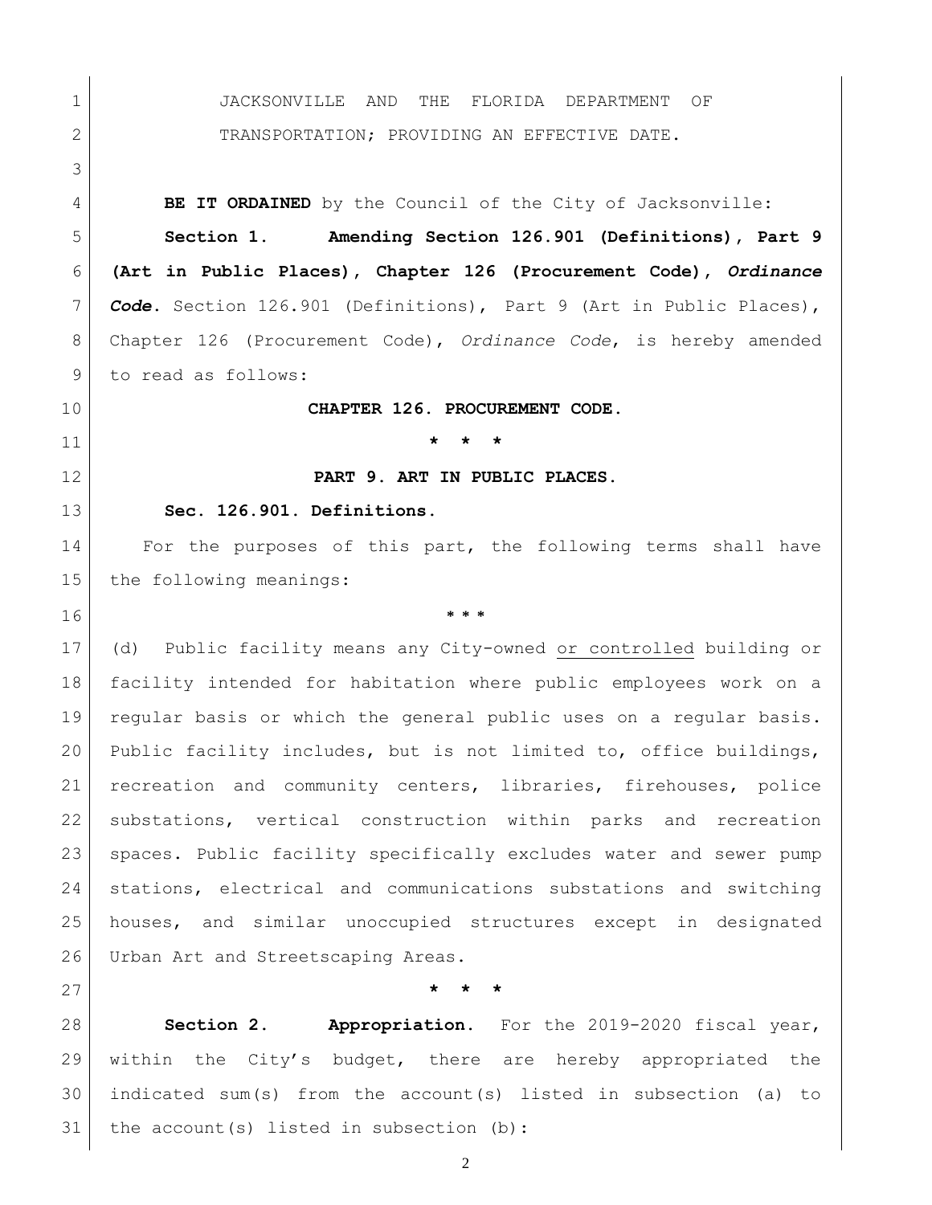JACKSONVILLE AND THE FLORIDA DEPARTMENT OF TRANSPORTATION; PROVIDING AN EFFECTIVE DATE.

**BE IT ORDAINED** by the Council of the City of Jacksonville:

**Section 1. Amending Section 126.901 (Definitions), Part 9 (Art in Public Places), Chapter 126 (Procurement Code), *Ordinance Code*.** Section 126.901 (Definitions), Part 9 (Art in Public Places), Chapter 126 (Procurement Code), *Ordinance Code*, is hereby amended to read as follows:

**CHAPTER 126. PROCUREMENT CODE.**

**\* \* \***

**PART 9. ART IN PUBLIC PLACES.**

**Sec. 126.901. Definitions.**

For the purposes of this part, the following terms shall have the following meanings:

**\* \* \***

(d) Public facility means any City-owned <u>or controlled</u> building or facility intended for habitation where public employees work on a regular basis or which the general public uses on a regular basis. Public facility includes, but is not limited to, office buildings, recreation and community centers, libraries, firehouses, police substations, vertical construction within parks and recreation spaces. Public facility specifically excludes water and sewer pump stations, electrical and communications substations and switching houses, and similar unoccupied structures except in designated Urban Art and Streetscaping Areas.

**\* \* \***

**Section 2. Appropriation.** For the 2019-2020 fiscal year, within the City's budget, there are hereby appropriated the indicated sum(s) from the account(s) listed in subsection (a) to the account(s) listed in subsection (b):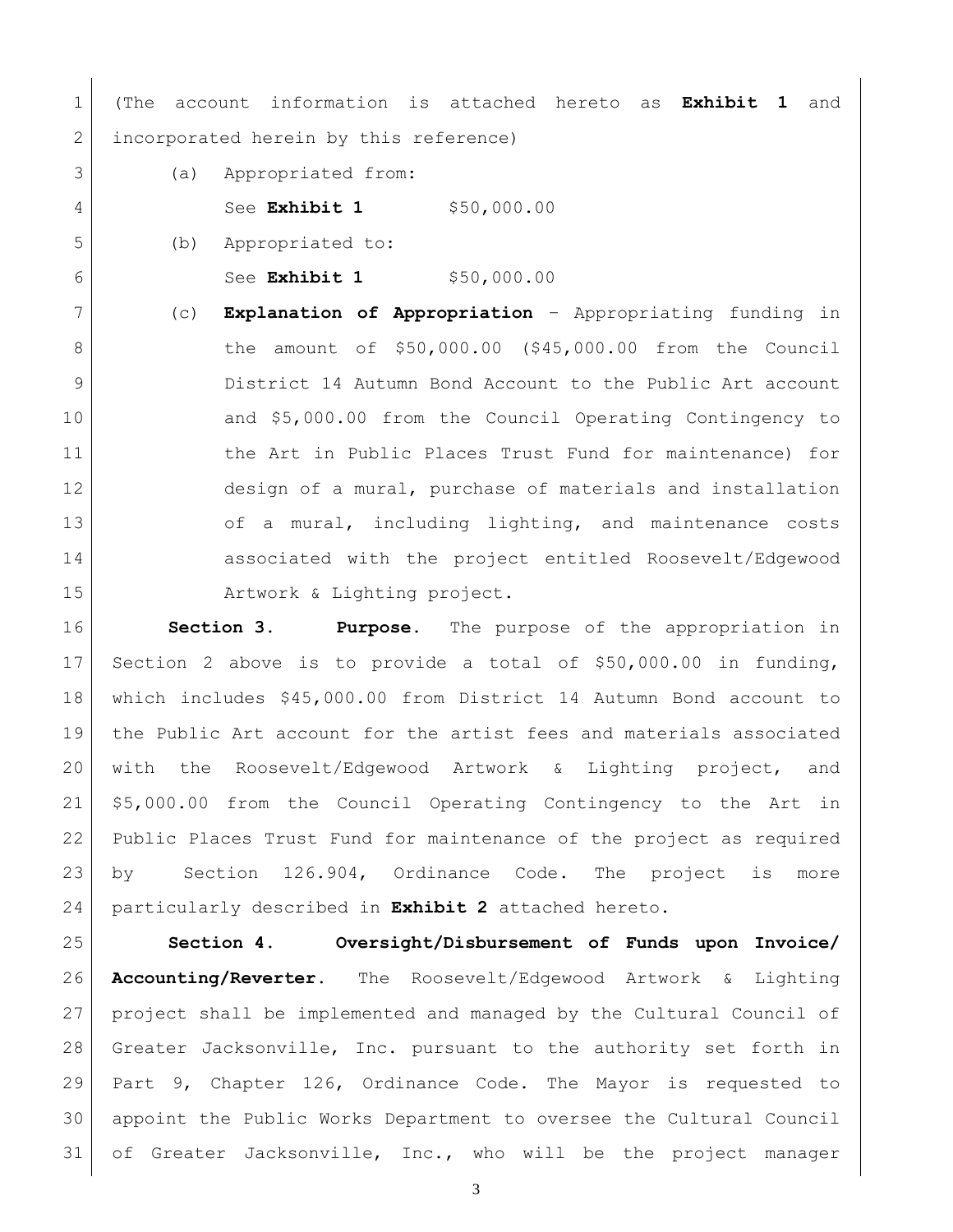(The account information is attached hereto as **Exhibit 1** and incorporated herein by this reference)

(a) Appropriated from:

See **Exhibit 1** $50,000.00

(b) Appropriated to:

See **Exhibit 1** $50,000.00

(c) **Explanation of Appropriation** – Appropriating funding in the amount of $50,000.00 ($45,000.00 from the Council District 14 Autumn Bond Account to the Public Art account and $5,000.00 from the Council Operating Contingency to the Art in Public Places Trust Fund for maintenance) for design of a mural, purchase of materials and installation of a mural, including lighting, and maintenance costs associated with the project entitled Roosevelt/Edgewood Artwork & Lighting project.

**Section 3. Purpose.** The purpose of the appropriation in Section 2 above is to provide a total of $50,000.00 in funding, which includes $45,000.00 from District 14 Autumn Bond account to the Public Art account for the artist fees and materials associated with the Roosevelt/Edgewood Artwork & Lighting project, and $5,000.00 from the Council Operating Contingency to the Art in Public Places Trust Fund for maintenance of the project as required by Section 126.904, Ordinance Code. The project is more particularly described in **Exhibit 2** attached hereto.

**Section 4. Oversight/Disbursement of Funds upon Invoice/ Accounting/Reverter.** The Roosevelt/Edgewood Artwork & Lighting project shall be implemented and managed by the Cultural Council of Greater Jacksonville, Inc. pursuant to the authority set forth in Part 9, Chapter 126, Ordinance Code. The Mayor is requested to appoint the Public Works Department to oversee the Cultural Council of Greater Jacksonville, Inc., who will be the project manager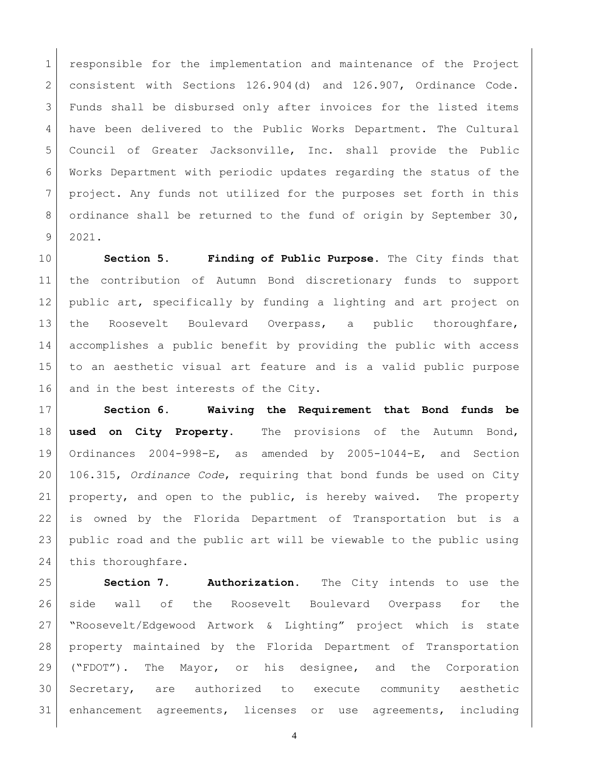responsible for the implementation and maintenance of the Project consistent with Sections 126.904(d) and 126.907, Ordinance Code. Funds shall be disbursed only after invoices for the listed items have been delivered to the Public Works Department. The Cultural Council of Greater Jacksonville, Inc. shall provide the Public Works Department with periodic updates regarding the status of the project. Any funds not utilized for the purposes set forth in this ordinance shall be returned to the fund of origin by September 30, 2021.

**Section 5. Finding of Public Purpose.** The City finds that the contribution of Autumn Bond discretionary funds to support public art, specifically by funding a lighting and art project on the Roosevelt Boulevard Overpass, a public thoroughfare, accomplishes a public benefit by providing the public with access to an aesthetic visual art feature and is a valid public purpose and in the best interests of the City.

**Section 6. Waiving the Requirement that Bond funds be used on City Property.** The provisions of the Autumn Bond, Ordinances 2004-998-E, as amended by 2005-1044-E, and Section 106.315, *Ordinance Code*, requiring that bond funds be used on City property, and open to the public, is hereby waived. The property is owned by the Florida Department of Transportation but is a public road and the public art will be viewable to the public using this thoroughfare.

**Section 7. Authorization.** The City intends to use the side wall of the Roosevelt Boulevard Overpass for the "Roosevelt/Edgewood Artwork & Lighting" project which is state property maintained by the Florida Department of Transportation ("FDOT"). The Mayor, or his designee, and the Corporation Secretary, are authorized to execute community aesthetic enhancement agreements, licenses or use agreements, including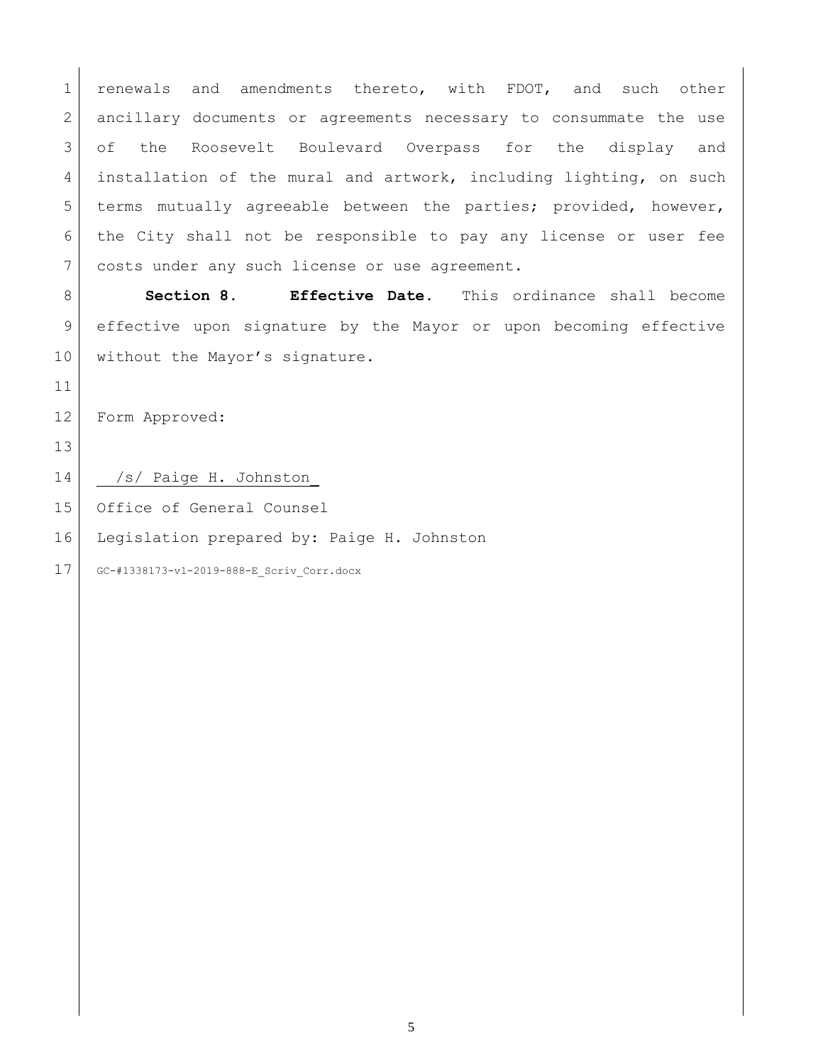renewals and amendments thereto, with FDOT, and such other ancillary documents or agreements necessary to consummate the use of the Roosevelt Boulevard Overpass for the display and installation of the mural and artwork, including lighting, on such terms mutually agreeable between the parties; provided, however, the City shall not be responsible to pay any license or user fee costs under any such license or use agreement.

**Section 8. Effective Date.** This ordinance shall become effective upon signature by the Mayor or upon becoming effective without the Mayor's signature.

Form Approved:

/s/ Paige H. Johnston

Office of General Counsel

Legislation prepared by: Paige H. Johnston

GC-#1338173-v1-2019-888-E_Scriv_Corr.docx